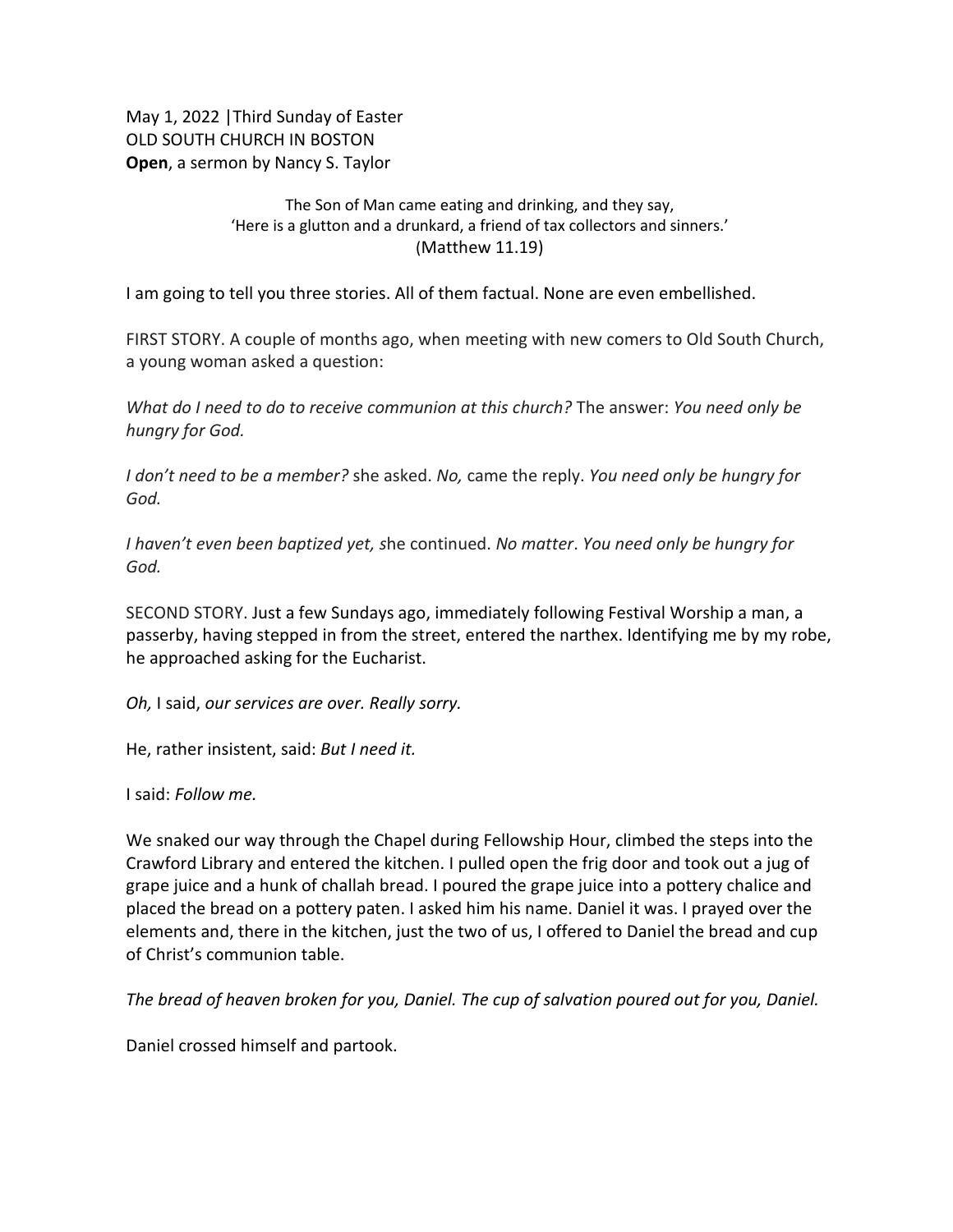May 1, 2022 |Third Sunday of Easter
OLD SOUTH CHURCH IN BOSTON
**Open**, a sermon by Nancy S. Taylor

> The Son of Man came eating and drinking, and they say,
> 'Here is a glutton and a drunkard, a friend of tax collectors and sinners.'
> (Matthew 11.19)

I am going to tell you three stories. All of them factual. None are even embellished.

FIRST STORY. A couple of months ago, when meeting with new comers to Old South Church, a young woman asked a question:

*What do I need to do to receive communion at this church?* The answer: *You need only be hungry for God.*

*I don't need to be a member?* she asked. *No,* came the reply. *You need only be hungry for God.*

*I haven't even been baptized yet, s*he continued. *No matter*. *You need only be hungry for God.*

SECOND STORY. Just a few Sundays ago, immediately following Festival Worship a man, a passerby, having stepped in from the street, entered the narthex. Identifying me by my robe, he approached asking for the Eucharist.

*Oh,* I said, *our services are over. Really sorry.*

He, rather insistent, said: *But I need it.*

I said: *Follow me.*

We snaked our way through the Chapel during Fellowship Hour, climbed the steps into the Crawford Library and entered the kitchen. I pulled open the frig door and took out a jug of grape juice and a hunk of challah bread. I poured the grape juice into a pottery chalice and placed the bread on a pottery paten. I asked him his name. Daniel it was. I prayed over the elements and, there in the kitchen, just the two of us, I offered to Daniel the bread and cup of Christ's communion table.

*The bread of heaven broken for you, Daniel. The cup of salvation poured out for you, Daniel.*

Daniel crossed himself and partook.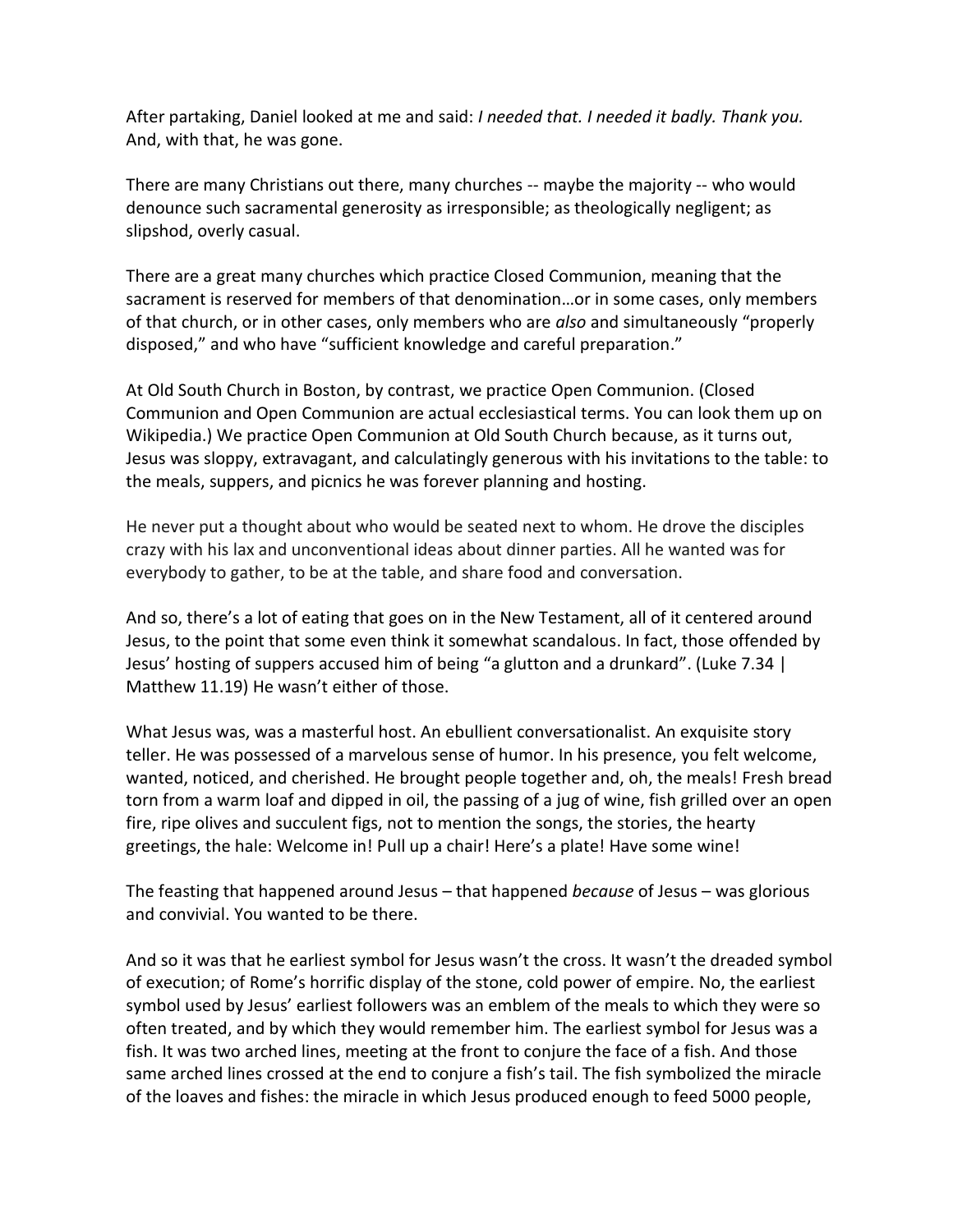After partaking, Daniel looked at me and said: *I needed that. I needed it badly. Thank you.* And, with that, he was gone.

There are many Christians out there, many churches -- maybe the majority -- who would denounce such sacramental generosity as irresponsible; as theologically negligent; as slipshod, overly casual.

There are a great many churches which practice Closed Communion, meaning that the sacrament is reserved for members of that denomination…or in some cases, only members of that church, or in other cases, only members who are *also* and simultaneously "properly disposed," and who have "sufficient knowledge and careful preparation."

At Old South Church in Boston, by contrast, we practice Open Communion. (Closed Communion and Open Communion are actual ecclesiastical terms. You can look them up on Wikipedia.) We practice Open Communion at Old South Church because, as it turns out, Jesus was sloppy, extravagant, and calculatingly generous with his invitations to the table: to the meals, suppers, and picnics he was forever planning and hosting.

He never put a thought about who would be seated next to whom. He drove the disciples crazy with his lax and unconventional ideas about dinner parties. All he wanted was for everybody to gather, to be at the table, and share food and conversation.

And so, there's a lot of eating that goes on in the New Testament, all of it centered around Jesus, to the point that some even think it somewhat scandalous. In fact, those offended by Jesus' hosting of suppers accused him of being "a glutton and a drunkard". (Luke 7.34 | Matthew 11.19) He wasn't either of those.

What Jesus was, was a masterful host. An ebullient conversationalist. An exquisite story teller. He was possessed of a marvelous sense of humor. In his presence, you felt welcome, wanted, noticed, and cherished. He brought people together and, oh, the meals! Fresh bread torn from a warm loaf and dipped in oil, the passing of a jug of wine, fish grilled over an open fire, ripe olives and succulent figs, not to mention the songs, the stories, the hearty greetings, the hale: Welcome in! Pull up a chair! Here's a plate! Have some wine!

The feasting that happened around Jesus – that happened *because* of Jesus – was glorious and convivial. You wanted to be there.

And so it was that he earliest symbol for Jesus wasn't the cross. It wasn't the dreaded symbol of execution; of Rome's horrific display of the stone, cold power of empire. No, the earliest symbol used by Jesus' earliest followers was an emblem of the meals to which they were so often treated, and by which they would remember him. The earliest symbol for Jesus was a fish. It was two arched lines, meeting at the front to conjure the face of a fish. And those same arched lines crossed at the end to conjure a fish's tail. The fish symbolized the miracle of the loaves and fishes: the miracle in which Jesus produced enough to feed 5000 people,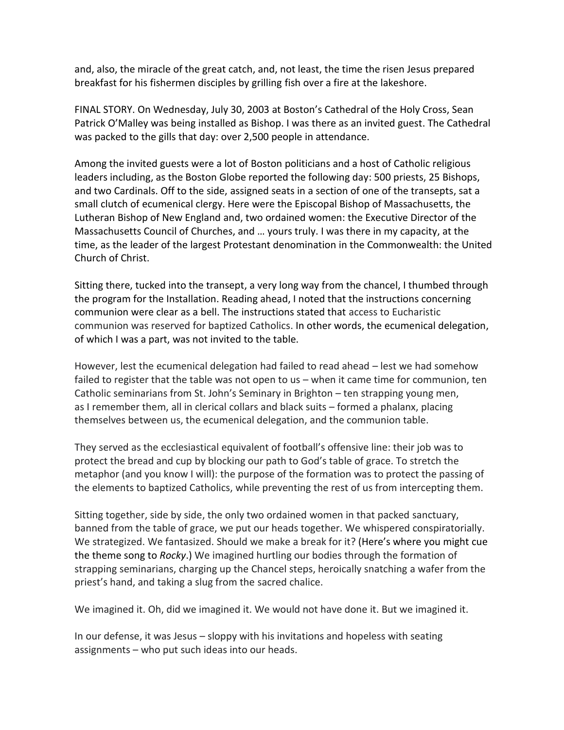and, also, the miracle of the great catch, and, not least, the time the risen Jesus prepared breakfast for his fishermen disciples by grilling fish over a fire at the lakeshore.

FINAL STORY. On Wednesday, July 30, 2003 at Boston's Cathedral of the Holy Cross, Sean Patrick O'Malley was being installed as Bishop. I was there as an invited guest. The Cathedral was packed to the gills that day: over 2,500 people in attendance.

Among the invited guests were a lot of Boston politicians and a host of Catholic religious leaders including, as the Boston Globe reported the following day: 500 priests, 25 Bishops, and two Cardinals. Off to the side, assigned seats in a section of one of the transepts, sat a small clutch of ecumenical clergy. Here were the Episcopal Bishop of Massachusetts, the Lutheran Bishop of New England and, two ordained women: the Executive Director of the Massachusetts Council of Churches, and … yours truly. I was there in my capacity, at the time, as the leader of the largest Protestant denomination in the Commonwealth: the United Church of Christ.

Sitting there, tucked into the transept, a very long way from the chancel, I thumbed through the program for the Installation. Reading ahead, I noted that the instructions concerning communion were clear as a bell. The instructions stated that access to Eucharistic communion was reserved for baptized Catholics. In other words, the ecumenical delegation, of which I was a part, was not invited to the table.

However, lest the ecumenical delegation had failed to read ahead – lest we had somehow failed to register that the table was not open to us – when it came time for communion, ten Catholic seminarians from St. John's Seminary in Brighton – ten strapping young men, as I remember them, all in clerical collars and black suits – formed a phalanx, placing themselves between us, the ecumenical delegation, and the communion table.

They served as the ecclesiastical equivalent of football's offensive line: their job was to protect the bread and cup by blocking our path to God's table of grace. To stretch the metaphor (and you know I will): the purpose of the formation was to protect the passing of the elements to baptized Catholics, while preventing the rest of us from intercepting them.

Sitting together, side by side, the only two ordained women in that packed sanctuary, banned from the table of grace, we put our heads together. We whispered conspiratorially. We strategized. We fantasized. Should we make a break for it? (Here's where you might cue the theme song to *Rocky*.) We imagined hurtling our bodies through the formation of strapping seminarians, charging up the Chancel steps, heroically snatching a wafer from the priest's hand, and taking a slug from the sacred chalice.

We imagined it. Oh, did we imagined it. We would not have done it. But we imagined it.

In our defense, it was Jesus – sloppy with his invitations and hopeless with seating assignments – who put such ideas into our heads.